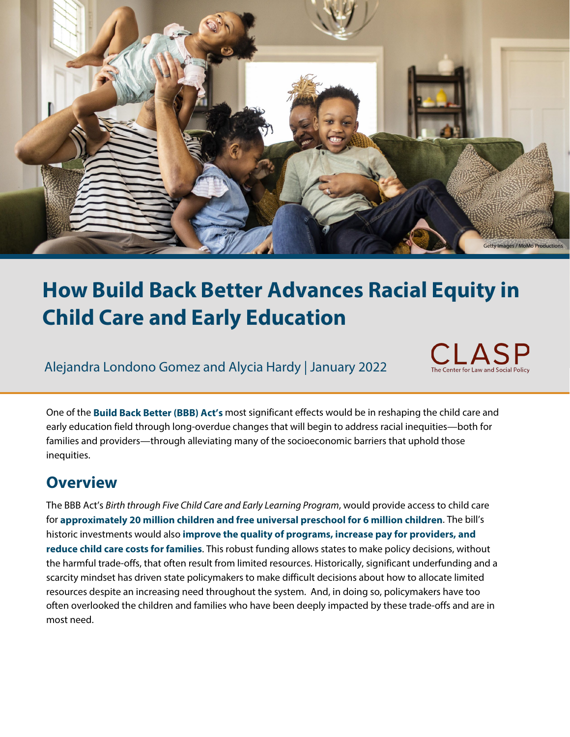# How Build Back Better Advances Racial Equity in Child Care and Early Education

Alejandra Londono Gomez and Alycia Hardy | January 2022

CLASP
The Center for Law and Social Policy

One of the **Build Back Better (BBB) Act's** most significant effects would be in reshaping the child care and early education field through long-overdue changes that will begin to address racial inequities—both for families and providers—through alleviating many of the socioeconomic barriers that uphold those inequities.

## Overview

The BBB Act's *Birth through Five Child Care and Early Learning Program*, would provide access to child care for **approximately 20 million children and free universal preschool for 6 million children**. The bill's historic investments would also **improve the quality of programs, increase pay for providers, and reduce child care costs for families**. This robust funding allows states to make policy decisions, without the harmful trade-offs, that often result from limited resources. Historically, significant underfunding and a scarcity mindset has driven state policymakers to make difficult decisions about how to allocate limited resources despite an increasing need throughout the system. And, in doing so, policymakers have too often overlooked the children and families who have been deeply impacted by these trade-offs and are in most need.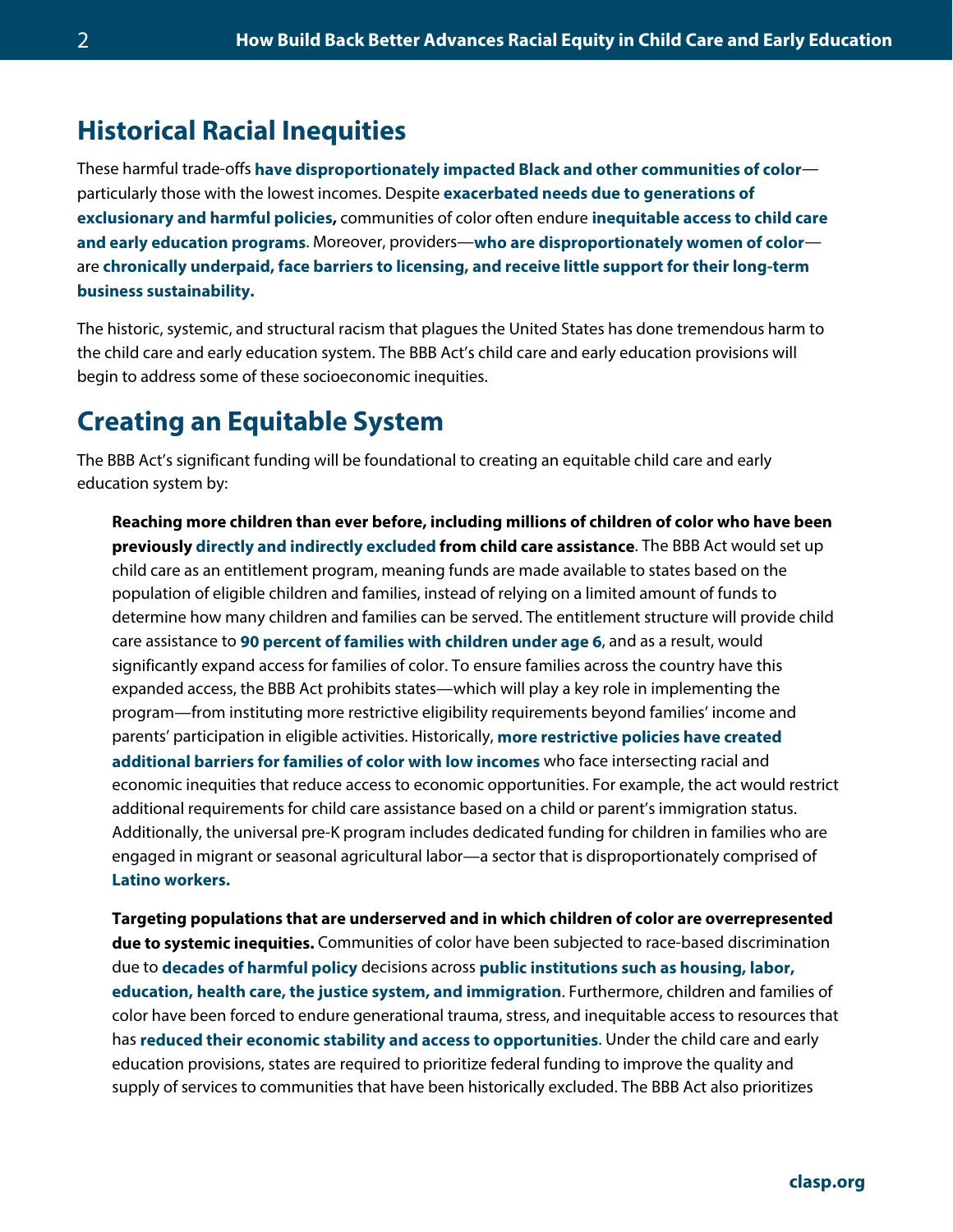## Historical Racial Inequities

These harmful trade-offs **have disproportionately impacted Black and other communities of color**—particularly those with the lowest incomes. Despite **exacerbated needs due to generations of exclusionary and harmful policies,** communities of color often endure **inequitable access to child care and early education programs**. Moreover, providers—**who are disproportionately women of color**—are **chronically underpaid, face barriers to licensing, and receive little support for their long-term business sustainability.**

The historic, systemic, and structural racism that plagues the United States has done tremendous harm to the child care and early education system. The BBB Act's child care and early education provisions will begin to address some of these socioeconomic inequities.

## Creating an Equitable System

The BBB Act's significant funding will be foundational to creating an equitable child care and early education system by:

**Reaching more children than ever before, including millions of children of color who have been previously directly and indirectly excluded from child care assistance**. The BBB Act would set up child care as an entitlement program, meaning funds are made available to states based on the population of eligible children and families, instead of relying on a limited amount of funds to determine how many children and families can be served. The entitlement structure will provide child care assistance to **90 percent of families with children under age 6**, and as a result, would significantly expand access for families of color. To ensure families across the country have this expanded access, the BBB Act prohibits states—which will play a key role in implementing the program—from instituting more restrictive eligibility requirements beyond families' income and parents' participation in eligible activities. Historically, **more restrictive policies have created additional barriers for families of color with low incomes** who face intersecting racial and economic inequities that reduce access to economic opportunities. For example, the act would restrict additional requirements for child care assistance based on a child or parent's immigration status. Additionally, the universal pre-K program includes dedicated funding for children in families who are engaged in migrant or seasonal agricultural labor—a sector that is disproportionately comprised of **Latino workers.**

**Targeting populations that are underserved and in which children of color are overrepresented due to systemic inequities.** Communities of color have been subjected to race-based discrimination due to **decades of harmful policy** decisions across **public institutions such as housing, labor, education, health care, the justice system, and immigration**. Furthermore, children and families of color have been forced to endure generational trauma, stress, and inequitable access to resources that has **reduced their economic stability and access to opportunities**. Under the child care and early education provisions, states are required to prioritize federal funding to improve the quality and supply of services to communities that have been historically excluded. The BBB Act also prioritizes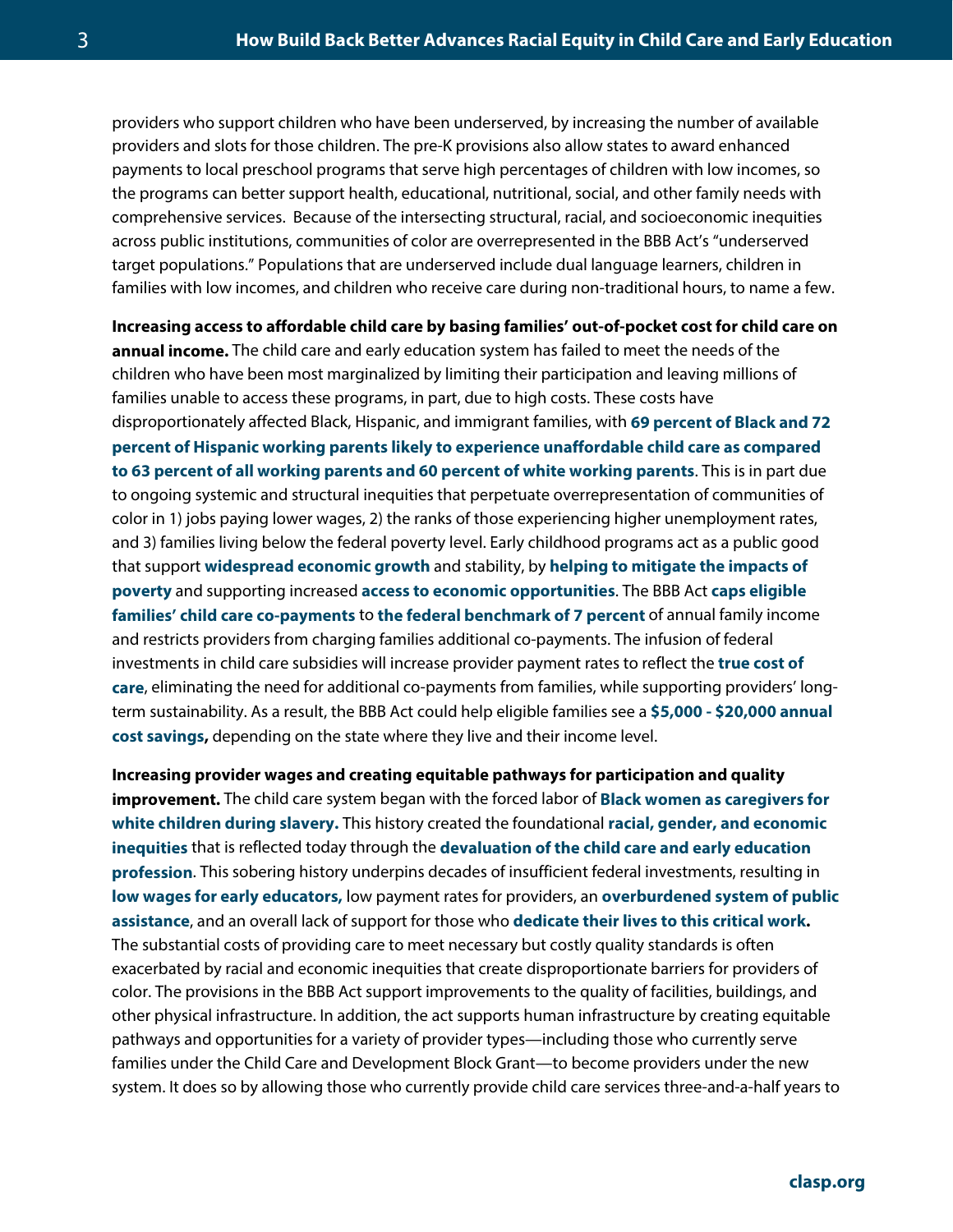providers who support children who have been underserved, by increasing the number of available providers and slots for those children. The pre-K provisions also allow states to award enhanced payments to local preschool programs that serve high percentages of children with low incomes, so the programs can better support health, educational, nutritional, social, and other family needs with comprehensive services. Because of the intersecting structural, racial, and socioeconomic inequities across public institutions, communities of color are overrepresented in the BBB Act's "underserved target populations." Populations that are underserved include dual language learners, children in families with low incomes, and children who receive care during non-traditional hours, to name a few.

**Increasing access to affordable child care by basing families' out-of-pocket cost for child care on annual income.** The child care and early education system has failed to meet the needs of the children who have been most marginalized by limiting their participation and leaving millions of families unable to access these programs, in part, due to high costs. These costs have disproportionately affected Black, Hispanic, and immigrant families, with **69 percent of Black and 72 percent of Hispanic working parents likely to experience unaffordable child care as compared to 63 percent of all working parents and 60 percent of white working parents**. This is in part due to ongoing systemic and structural inequities that perpetuate overrepresentation of communities of color in 1) jobs paying lower wages, 2) the ranks of those experiencing higher unemployment rates, and 3) families living below the federal poverty level. Early childhood programs act as a public good that support **widespread economic growth** and stability, by **helping to mitigate the impacts of poverty** and supporting increased **access to economic opportunities**. The BBB Act **caps eligible families' child care co-payments** to **the federal benchmark of 7 percent** of annual family income and restricts providers from charging families additional co-payments. The infusion of federal investments in child care subsidies will increase provider payment rates to reflect the **true cost of care**, eliminating the need for additional co-payments from families, while supporting providers' long-term sustainability. As a result, the BBB Act could help eligible families see a **$5,000 - $20,000 annual cost savings,** depending on the state where they live and their income level.

**Increasing provider wages and creating equitable pathways for participation and quality improvement.** The child care system began with the forced labor of **Black women as caregivers for white children during slavery.** This history created the foundational **racial, gender, and economic inequities** that is reflected today through the **devaluation of the child care and early education profession**. This sobering history underpins decades of insufficient federal investments, resulting in **low wages for early educators,** low payment rates for providers, an **overburdened system of public assistance**, and an overall lack of support for those who **dedicate their lives to this critical work.** The substantial costs of providing care to meet necessary but costly quality standards is often exacerbated by racial and economic inequities that create disproportionate barriers for providers of color. The provisions in the BBB Act support improvements to the quality of facilities, buildings, and other physical infrastructure. In addition, the act supports human infrastructure by creating equitable pathways and opportunities for a variety of provider types—including those who currently serve families under the Child Care and Development Block Grant—to become providers under the new system. It does so by allowing those who currently provide child care services three-and-a-half years to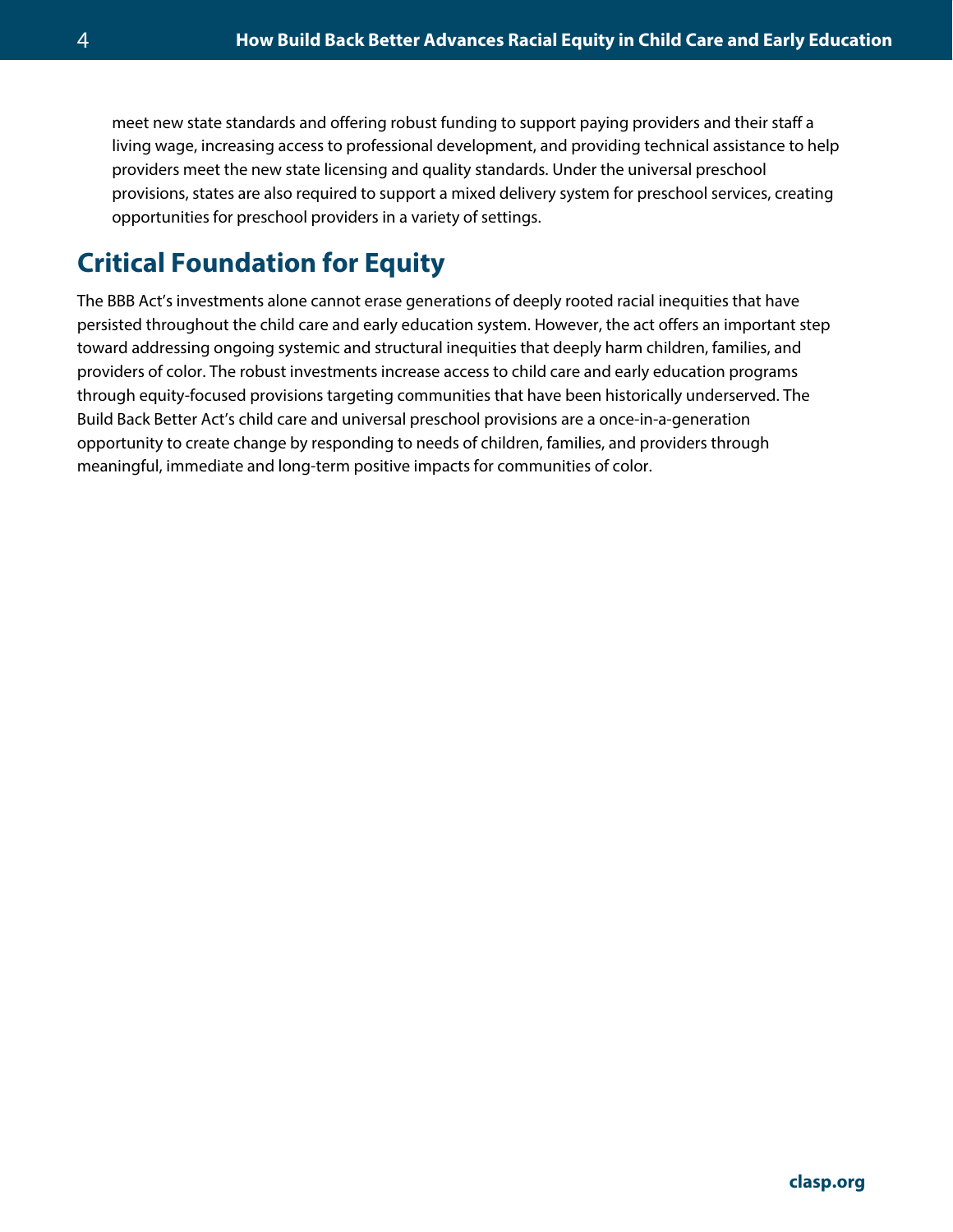meet new state standards and offering robust funding to support paying providers and their staff a living wage, increasing access to professional development, and providing technical assistance to help providers meet the new state licensing and quality standards. Under the universal preschool provisions, states are also required to support a mixed delivery system for preschool services, creating opportunities for preschool providers in a variety of settings.

## Critical Foundation for Equity

The BBB Act's investments alone cannot erase generations of deeply rooted racial inequities that have persisted throughout the child care and early education system. However, the act offers an important step toward addressing ongoing systemic and structural inequities that deeply harm children, families, and providers of color. The robust investments increase access to child care and early education programs through equity-focused provisions targeting communities that have been historically underserved. The Build Back Better Act's child care and universal preschool provisions are a once-in-a-generation opportunity to create change by responding to needs of children, families, and providers through meaningful, immediate and long-term positive impacts for communities of color.